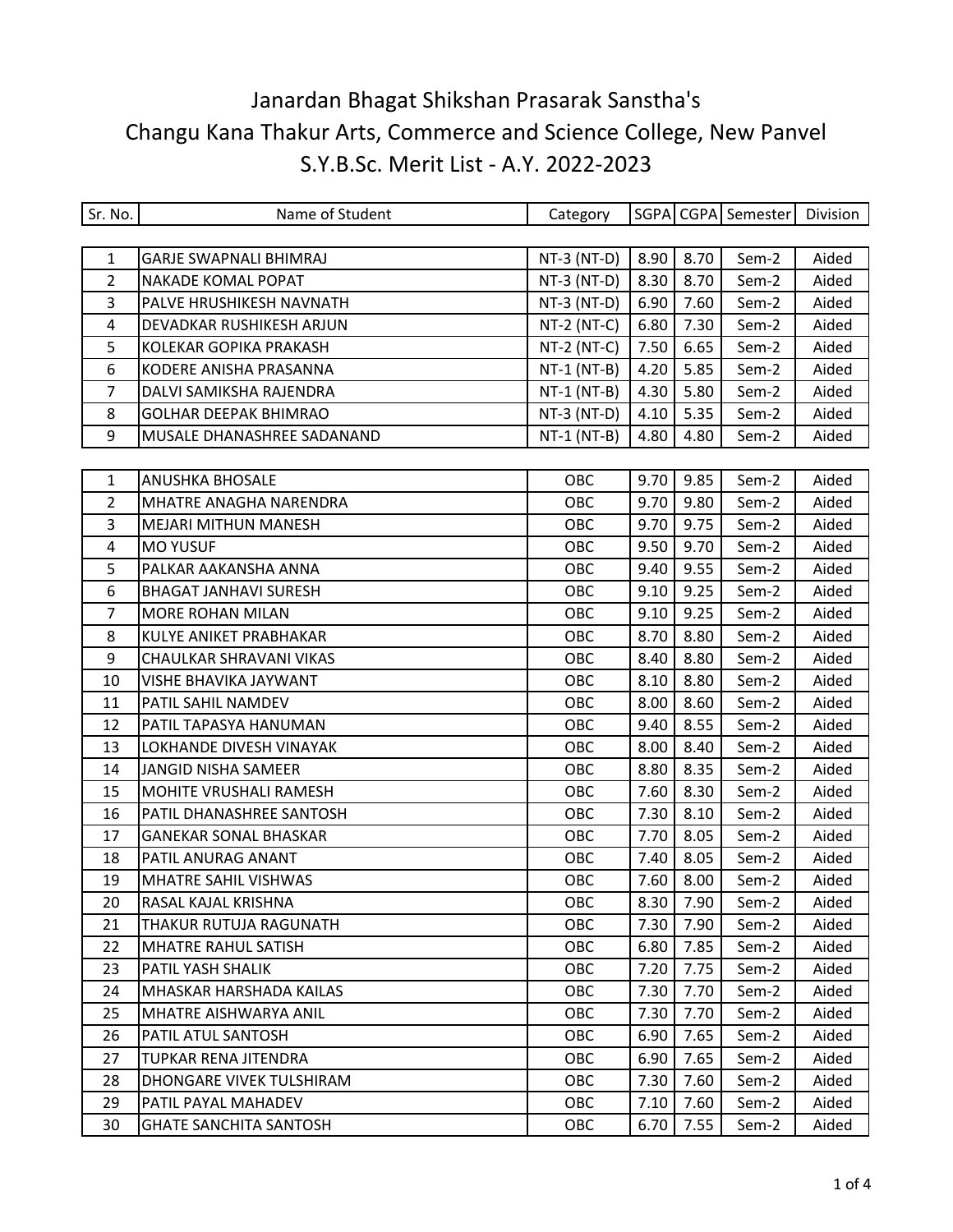# Janardan Bhagat Shikshan Prasarak Sanstha's
# Changu Kana Thakur Arts, Commerce and Science College, New Panvel
## S.Y.B.Sc. Merit List - A.Y. 2022-2023

| Sr. No. | Name of Student | Category | SGPA | CGPA | Semester | Division |
|---|---|---|---|---|---|---|
| 1 | GARJE SWAPNALI BHIMRAJ | NT-3 (NT-D) | 8.90 | 8.70 | Sem-2 | Aided |
| 2 | NAKADE KOMAL POPAT | NT-3 (NT-D) | 8.30 | 8.70 | Sem-2 | Aided |
| 3 | PALVE HRUSHIKESH NAVNATH | NT-3 (NT-D) | 6.90 | 7.60 | Sem-2 | Aided |
| 4 | DEVADKAR RUSHIKESH ARJUN | NT-2 (NT-C) | 6.80 | 7.30 | Sem-2 | Aided |
| 5 | KOLEKAR GOPIKA PRAKASH | NT-2 (NT-C) | 7.50 | 6.65 | Sem-2 | Aided |
| 6 | KODERE ANISHA PRASANNA | NT-1 (NT-B) | 4.20 | 5.85 | Sem-2 | Aided |
| 7 | DALVI SAMIKSHA RAJENDRA | NT-1 (NT-B) | 4.30 | 5.80 | Sem-2 | Aided |
| 8 | GOLHAR DEEPAK BHIMRAO | NT-3 (NT-D) | 4.10 | 5.35 | Sem-2 | Aided |
| 9 | MUSALE DHANASHREE SADANAND | NT-1 (NT-B) | 4.80 | 4.80 | Sem-2 | Aided |

| Sr. No. | Name of Student | Category | SGPA | CGPA | Semester | Division |
|---|---|---|---|---|---|---|
| 1 | ANUSHKA BHOSALE | OBC | 9.70 | 9.85 | Sem-2 | Aided |
| 2 | MHATRE ANAGHA NARENDRA | OBC | 9.70 | 9.80 | Sem-2 | Aided |
| 3 | MEJARI MITHUN MANESH | OBC | 9.70 | 9.75 | Sem-2 | Aided |
| 4 | MO YUSUF | OBC | 9.50 | 9.70 | Sem-2 | Aided |
| 5 | PALKAR AAKANSHA ANNA | OBC | 9.40 | 9.55 | Sem-2 | Aided |
| 6 | BHAGAT JANHAVI SURESH | OBC | 9.10 | 9.25 | Sem-2 | Aided |
| 7 | MORE ROHAN MILAN | OBC | 9.10 | 9.25 | Sem-2 | Aided |
| 8 | KULYE ANIKET PRABHAKAR | OBC | 8.70 | 8.80 | Sem-2 | Aided |
| 9 | CHAULKAR SHRAVANI VIKAS | OBC | 8.40 | 8.80 | Sem-2 | Aided |
| 10 | VISHE BHAVIKA JAYWANT | OBC | 8.10 | 8.80 | Sem-2 | Aided |
| 11 | PATIL SAHIL NAMDEV | OBC | 8.00 | 8.60 | Sem-2 | Aided |
| 12 | PATIL TAPASYA HANUMAN | OBC | 9.40 | 8.55 | Sem-2 | Aided |
| 13 | LOKHANDE DIVESH VINAYAK | OBC | 8.00 | 8.40 | Sem-2 | Aided |
| 14 | JANGID NISHA SAMEER | OBC | 8.80 | 8.35 | Sem-2 | Aided |
| 15 | MOHITE VRUSHALI RAMESH | OBC | 7.60 | 8.30 | Sem-2 | Aided |
| 16 | PATIL DHANASHREE SANTOSH | OBC | 7.30 | 8.10 | Sem-2 | Aided |
| 17 | GANEKAR SONAL BHASKAR | OBC | 7.70 | 8.05 | Sem-2 | Aided |
| 18 | PATIL ANURAG ANANT | OBC | 7.40 | 8.05 | Sem-2 | Aided |
| 19 | MHATRE SAHIL VISHWAS | OBC | 7.60 | 8.00 | Sem-2 | Aided |
| 20 | RASAL KAJAL KRISHNA | OBC | 8.30 | 7.90 | Sem-2 | Aided |
| 21 | THAKUR RUTUJA RAGUNATH | OBC | 7.30 | 7.90 | Sem-2 | Aided |
| 22 | MHATRE RAHUL SATISH | OBC | 6.80 | 7.85 | Sem-2 | Aided |
| 23 | PATIL YASH SHALIK | OBC | 7.20 | 7.75 | Sem-2 | Aided |
| 24 | MHASKAR HARSHADA KAILAS | OBC | 7.30 | 7.70 | Sem-2 | Aided |
| 25 | MHATRE AISHWARYA ANIL | OBC | 7.30 | 7.70 | Sem-2 | Aided |
| 26 | PATIL ATUL SANTOSH | OBC | 6.90 | 7.65 | Sem-2 | Aided |
| 27 | TUPKAR RENA JITENDRA | OBC | 6.90 | 7.65 | Sem-2 | Aided |
| 28 | DHONGARE VIVEK TULSHIRAM | OBC | 7.30 | 7.60 | Sem-2 | Aided |
| 29 | PATIL PAYAL MAHADEV | OBC | 7.10 | 7.60 | Sem-2 | Aided |
| 30 | GHATE SANCHITA SANTOSH | OBC | 6.70 | 7.55 | Sem-2 | Aided |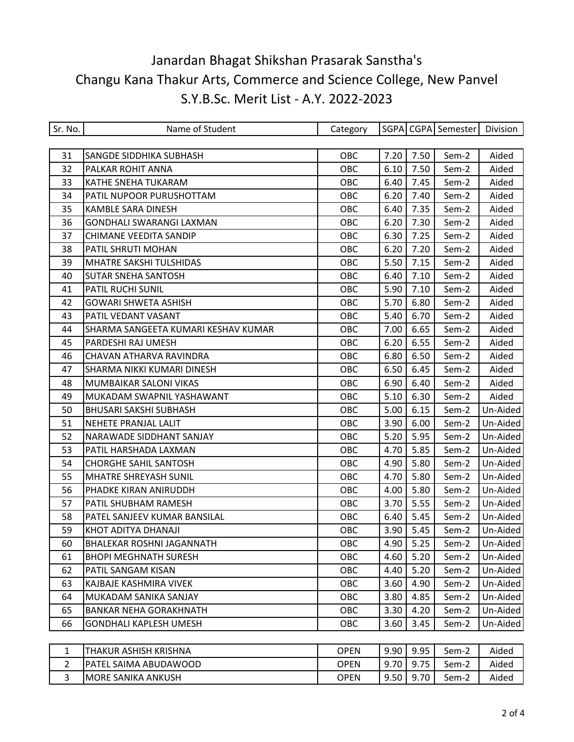# Janardan Bhagat Shikshan Prasarak Sanstha's
# Changu Kana Thakur Arts, Commerce and Science College, New Panvel
## S.Y.B.Sc. Merit List - A.Y. 2022-2023

| Sr. No. | Name of Student | Category | SGPA | CGPA | Semester | Division |
|---|---|---|---|---|---|---|
| 31 | SANGDE SIDDHIKA SUBHASH | OBC | 7.20 | 7.50 | Sem-2 | Aided |
| 32 | PALKAR ROHIT ANNA | OBC | 6.10 | 7.50 | Sem-2 | Aided |
| 33 | KATHE SNEHA TUKARAM | OBC | 6.40 | 7.45 | Sem-2 | Aided |
| 34 | PATIL NUPOOR PURUSHOTTAM | OBC | 6.20 | 7.40 | Sem-2 | Aided |
| 35 | KAMBLE SARA DINESH | OBC | 6.40 | 7.35 | Sem-2 | Aided |
| 36 | GONDHALI SWARANGI LAXMAN | OBC | 6.20 | 7.30 | Sem-2 | Aided |
| 37 | CHIMANE VEEDITA SANDIP | OBC | 6.30 | 7.25 | Sem-2 | Aided |
| 38 | PATIL SHRUTI MOHAN | OBC | 6.20 | 7.20 | Sem-2 | Aided |
| 39 | MHATRE SAKSHI TULSHIDAS | OBC | 5.50 | 7.15 | Sem-2 | Aided |
| 40 | SUTAR SNEHA SANTOSH | OBC | 6.40 | 7.10 | Sem-2 | Aided |
| 41 | PATIL RUCHI SUNIL | OBC | 5.90 | 7.10 | Sem-2 | Aided |
| 42 | GOWARI SHWETA ASHISH | OBC | 5.70 | 6.80 | Sem-2 | Aided |
| 43 | PATIL VEDANT VASANT | OBC | 5.40 | 6.70 | Sem-2 | Aided |
| 44 | SHARMA SANGEETA KUMARI KESHAV KUMAR | OBC | 7.00 | 6.65 | Sem-2 | Aided |
| 45 | PARDESHI RAJ UMESH | OBC | 6.20 | 6.55 | Sem-2 | Aided |
| 46 | CHAVAN ATHARVA RAVINDRA | OBC | 6.80 | 6.50 | Sem-2 | Aided |
| 47 | SHARMA NIKKI KUMARI DINESH | OBC | 6.50 | 6.45 | Sem-2 | Aided |
| 48 | MUMBAIKAR SALONI VIKAS | OBC | 6.90 | 6.40 | Sem-2 | Aided |
| 49 | MUKADAM SWAPNIL YASHAWANT | OBC | 5.10 | 6.30 | Sem-2 | Aided |
| 50 | BHUSARI SAKSHI SUBHASH | OBC | 5.00 | 6.15 | Sem-2 | Un-Aided |
| 51 | NEHETE PRANJAL LALIT | OBC | 3.90 | 6.00 | Sem-2 | Un-Aided |
| 52 | NARAWADE SIDDHANT SANJAY | OBC | 5.20 | 5.95 | Sem-2 | Un-Aided |
| 53 | PATIL HARSHADA LAXMAN | OBC | 4.70 | 5.85 | Sem-2 | Un-Aided |
| 54 | CHORGHE SAHIL SANTOSH | OBC | 4.90 | 5.80 | Sem-2 | Un-Aided |
| 55 | MHATRE SHREYASH SUNIL | OBC | 4.70 | 5.80 | Sem-2 | Un-Aided |
| 56 | PHADKE KIRAN ANIRUDDH | OBC | 4.00 | 5.80 | Sem-2 | Un-Aided |
| 57 | PATIL SHUBHAM RAMESH | OBC | 3.70 | 5.55 | Sem-2 | Un-Aided |
| 58 | PATEL SANJEEV KUMAR BANSILAL | OBC | 6.40 | 5.45 | Sem-2 | Un-Aided |
| 59 | KHOT ADITYA DHANAJI | OBC | 3.90 | 5.45 | Sem-2 | Un-Aided |
| 60 | BHALEKAR ROSHNI JAGANNATH | OBC | 4.90 | 5.25 | Sem-2 | Un-Aided |
| 61 | BHOPI MEGHNATH SURESH | OBC | 4.60 | 5.20 | Sem-2 | Un-Aided |
| 62 | PATIL SANGAM KISAN | OBC | 4.40 | 5.20 | Sem-2 | Un-Aided |
| 63 | KAJBAJE KASHMIRA VIVEK | OBC | 3.60 | 4.90 | Sem-2 | Un-Aided |
| 64 | MUKADAM SANIKA SANJAY | OBC | 3.80 | 4.85 | Sem-2 | Un-Aided |
| 65 | BANKAR NEHA GORAKHNATH | OBC | 3.30 | 4.20 | Sem-2 | Un-Aided |
| 66 | GONDHALI KAPLESH UMESH | OBC | 3.60 | 3.45 | Sem-2 | Un-Aided |

| Sr. No. | Name of Student | Category | SGPA | CGPA | Semester | Division |
|---|---|---|---|---|---|---|
| 1 | THAKUR ASHISH KRISHNA | OPEN | 9.90 | 9.95 | Sem-2 | Aided |
| 2 | PATEL SAIMA ABUDAWOOD | OPEN | 9.70 | 9.75 | Sem-2 | Aided |
| 3 | MORE SANIKA ANKUSH | OPEN | 9.50 | 9.70 | Sem-2 | Aided |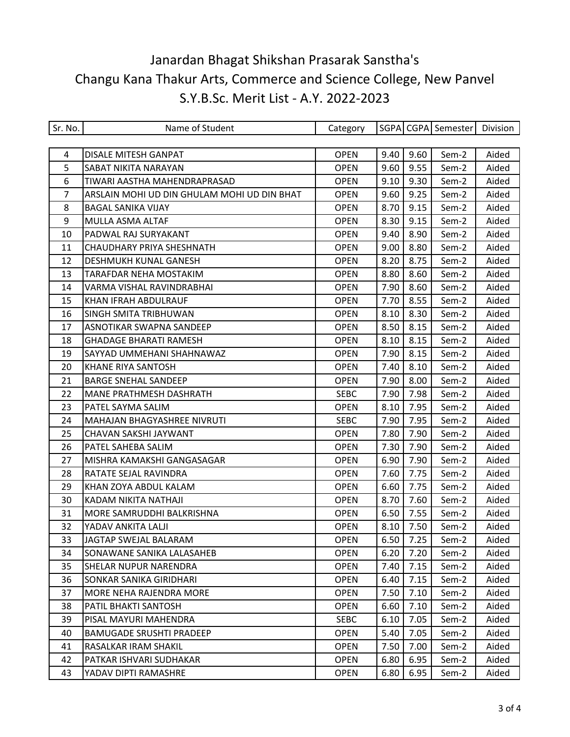# Janardan Bhagat Shikshan Prasarak Sanstha's

## Changu Kana Thakur Arts, Commerce and Science College, New Panvel

## S.Y.B.Sc. Merit List - A.Y. 2022-2023

| Sr. No. | Name of Student | Category | SGPA | CGPA | Semester | Division |
|---|---|---|---|---|---|---|
| 4 | DISALE MITESH GANPAT | OPEN | 9.40 | 9.60 | Sem-2 | Aided |
| 5 | SABAT NIKITA NARAYAN | OPEN | 9.60 | 9.55 | Sem-2 | Aided |
| 6 | TIWARI AASTHA MAHENDRAPRASAD | OPEN | 9.10 | 9.30 | Sem-2 | Aided |
| 7 | ARSLAIN MOHI UD DIN GHULAM MOHI UD DIN BHAT | OPEN | 9.60 | 9.25 | Sem-2 | Aided |
| 8 | BAGAL SANIKA VIJAY | OPEN | 8.70 | 9.15 | Sem-2 | Aided |
| 9 | MULLA ASMA ALTAF | OPEN | 8.30 | 9.15 | Sem-2 | Aided |
| 10 | PADWAL RAJ SURYAKANT | OPEN | 9.40 | 8.90 | Sem-2 | Aided |
| 11 | CHAUDHARY PRIYA SHESHNATH | OPEN | 9.00 | 8.80 | Sem-2 | Aided |
| 12 | DESHMUKH KUNAL GANESH | OPEN | 8.20 | 8.75 | Sem-2 | Aided |
| 13 | TARAFDAR NEHA MOSTAKIM | OPEN | 8.80 | 8.60 | Sem-2 | Aided |
| 14 | VARMA VISHAL RAVINDRABHAI | OPEN | 7.90 | 8.60 | Sem-2 | Aided |
| 15 | KHAN IFRAH ABDULRAUF | OPEN | 7.70 | 8.55 | Sem-2 | Aided |
| 16 | SINGH SMITA TRIBHUWAN | OPEN | 8.10 | 8.30 | Sem-2 | Aided |
| 17 | ASNOTIKAR SWAPNA SANDEEP | OPEN | 8.50 | 8.15 | Sem-2 | Aided |
| 18 | GHADAGE BHARATI RAMESH | OPEN | 8.10 | 8.15 | Sem-2 | Aided |
| 19 | SAYYAD UMMEHANI SHAHNAWAZ | OPEN | 7.90 | 8.15 | Sem-2 | Aided |
| 20 | KHANE RIYA SANTOSH | OPEN | 7.40 | 8.10 | Sem-2 | Aided |
| 21 | BARGE SNEHAL SANDEEP | OPEN | 7.90 | 8.00 | Sem-2 | Aided |
| 22 | MANE PRATHMESH DASHRATH | SEBC | 7.90 | 7.98 | Sem-2 | Aided |
| 23 | PATEL SAYMA SALIM | OPEN | 8.10 | 7.95 | Sem-2 | Aided |
| 24 | MAHAJAN BHAGYASHREE NIVRUTI | SEBC | 7.90 | 7.95 | Sem-2 | Aided |
| 25 | CHAVAN SAKSHI JAYWANT | OPEN | 7.80 | 7.90 | Sem-2 | Aided |
| 26 | PATEL SAHEBA SALIM | OPEN | 7.30 | 7.90 | Sem-2 | Aided |
| 27 | MISHRA KAMAKSHI GANGASAGAR | OPEN | 6.90 | 7.90 | Sem-2 | Aided |
| 28 | RATATE SEJAL RAVINDRA | OPEN | 7.60 | 7.75 | Sem-2 | Aided |
| 29 | KHAN ZOYA ABDUL KALAM | OPEN | 6.60 | 7.75 | Sem-2 | Aided |
| 30 | KADAM NIKITA NATHAJI | OPEN | 8.70 | 7.60 | Sem-2 | Aided |
| 31 | MORE SAMRUDDHI BALKRISHNA | OPEN | 6.50 | 7.55 | Sem-2 | Aided |
| 32 | YADAV ANKITA LALJI | OPEN | 8.10 | 7.50 | Sem-2 | Aided |
| 33 | JAGTAP SWEJAL BALARAM | OPEN | 6.50 | 7.25 | Sem-2 | Aided |
| 34 | SONAWANE SANIKA LALASAHEB | OPEN | 6.20 | 7.20 | Sem-2 | Aided |
| 35 | SHELAR NUPUR NARENDRA | OPEN | 7.40 | 7.15 | Sem-2 | Aided |
| 36 | SONKAR SANIKA GIRIDHARI | OPEN | 6.40 | 7.15 | Sem-2 | Aided |
| 37 | MORE NEHA RAJENDRA MORE | OPEN | 7.50 | 7.10 | Sem-2 | Aided |
| 38 | PATIL BHAKTI SANTOSH | OPEN | 6.60 | 7.10 | Sem-2 | Aided |
| 39 | PISAL MAYURI MAHENDRA | SEBC | 6.10 | 7.05 | Sem-2 | Aided |
| 40 | BAMUGADE SRUSHTI PRADEEP | OPEN | 5.40 | 7.05 | Sem-2 | Aided |
| 41 | RASALKAR IRAM SHAKIL | OPEN | 7.50 | 7.00 | Sem-2 | Aided |
| 42 | PATKAR ISHVARI SUDHAKAR | OPEN | 6.80 | 6.95 | Sem-2 | Aided |
| 43 | YADAV DIPTI RAMASHRE | OPEN | 6.80 | 6.95 | Sem-2 | Aided |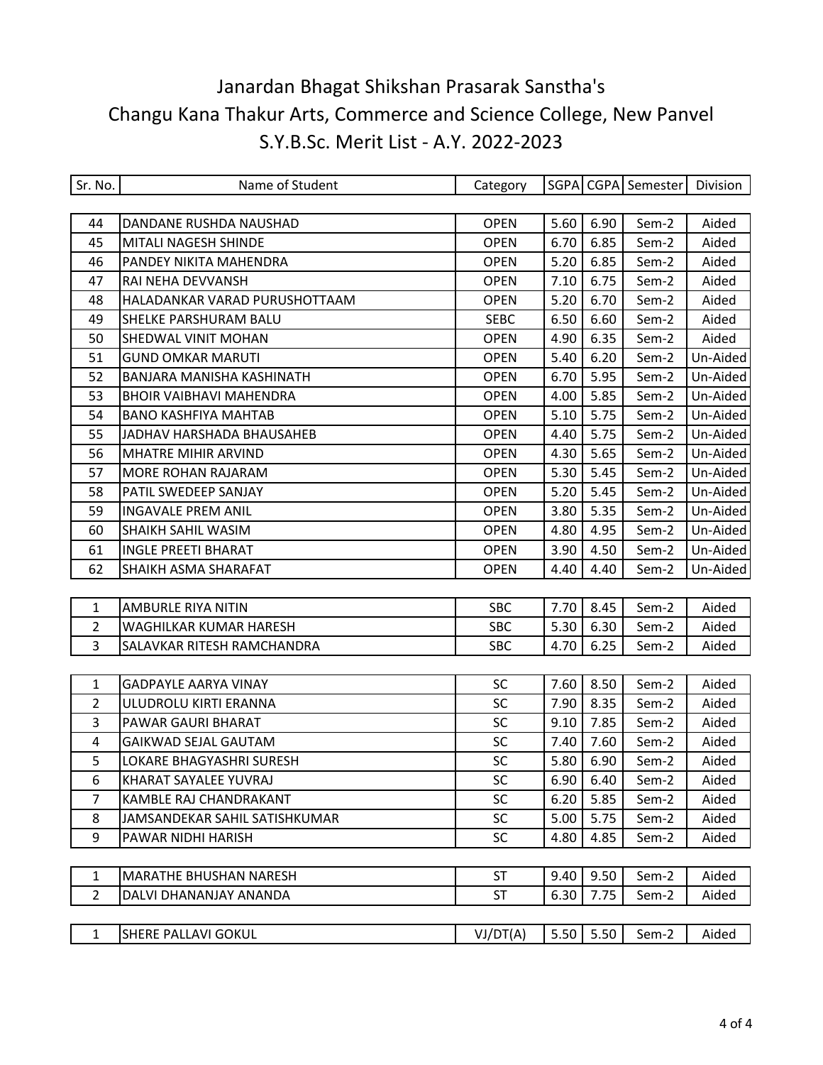# Janardan Bhagat Shikshan Prasarak Sanstha's
# Changu Kana Thakur Arts, Commerce and Science College, New Panvel
# S.Y.B.Sc. Merit List - A.Y. 2022-2023

| Sr. No. | Name of Student | Category | SGPA | CGPA | Semester | Division |
|---|---|---|---|---|---|---|
| 44 | DANDANE RUSHDA NAUSHAD | OPEN | 5.60 | 6.90 | Sem-2 | Aided |
| 45 | MITALI NAGESH SHINDE | OPEN | 6.70 | 6.85 | Sem-2 | Aided |
| 46 | PANDEY NIKITA MAHENDRA | OPEN | 5.20 | 6.85 | Sem-2 | Aided |
| 47 | RAI NEHA DEVVANSH | OPEN | 7.10 | 6.75 | Sem-2 | Aided |
| 48 | HALADANKAR VARAD PURUSHOTTAAM | OPEN | 5.20 | 6.70 | Sem-2 | Aided |
| 49 | SHELKE PARSHURAM BALU | SEBC | 6.50 | 6.60 | Sem-2 | Aided |
| 50 | SHEDWAL VINIT MOHAN | OPEN | 4.90 | 6.35 | Sem-2 | Aided |
| 51 | GUND OMKAR MARUTI | OPEN | 5.40 | 6.20 | Sem-2 | Un-Aided |
| 52 | BANJARA MANISHA KASHINATH | OPEN | 6.70 | 5.95 | Sem-2 | Un-Aided |
| 53 | BHOIR VAIBHAVI MAHENDRA | OPEN | 4.00 | 5.85 | Sem-2 | Un-Aided |
| 54 | BANO KASHFIYA MAHTAB | OPEN | 5.10 | 5.75 | Sem-2 | Un-Aided |
| 55 | JADHAV HARSHADA BHAUSAHEB | OPEN | 4.40 | 5.75 | Sem-2 | Un-Aided |
| 56 | MHATRE MIHIR ARVIND | OPEN | 4.30 | 5.65 | Sem-2 | Un-Aided |
| 57 | MORE ROHAN RAJARAM | OPEN | 5.30 | 5.45 | Sem-2 | Un-Aided |
| 58 | PATIL SWEDEEP SANJAY | OPEN | 5.20 | 5.45 | Sem-2 | Un-Aided |
| 59 | INGAVALE PREM ANIL | OPEN | 3.80 | 5.35 | Sem-2 | Un-Aided |
| 60 | SHAIKH SAHIL WASIM | OPEN | 4.80 | 4.95 | Sem-2 | Un-Aided |
| 61 | INGLE PREETI BHARAT | OPEN | 3.90 | 4.50 | Sem-2 | Un-Aided |
| 62 | SHAIKH ASMA SHARAFAT | OPEN | 4.40 | 4.40 | Sem-2 | Un-Aided |

| | | | | | | |
|---|---|---|---|---|---|---|
| 1 | AMBURLE RIYA NITIN | SBC | 7.70 | 8.45 | Sem-2 | Aided |
| 2 | WAGHILKAR KUMAR HARESH | SBC | 5.30 | 6.30 | Sem-2 | Aided |
| 3 | SALAVKAR RITESH RAMCHANDRA | SBC | 4.70 | 6.25 | Sem-2 | Aided |

| | | | | | | |
|---|---|---|---|---|---|---|
| 1 | GADPAYLE AARYA VINAY | SC | 7.60 | 8.50 | Sem-2 | Aided |
| 2 | ULUDROLU KIRTI ERANNA | SC | 7.90 | 8.35 | Sem-2 | Aided |
| 3 | PAWAR GAURI BHARAT | SC | 9.10 | 7.85 | Sem-2 | Aided |
| 4 | GAIKWAD SEJAL GAUTAM | SC | 7.40 | 7.60 | Sem-2 | Aided |
| 5 | LOKARE BHAGYASHRI SURESH | SC | 5.80 | 6.90 | Sem-2 | Aided |
| 6 | KHARAT SAYALEE YUVRAJ | SC | 6.90 | 6.40 | Sem-2 | Aided |
| 7 | KAMBLE RAJ CHANDRAKANT | SC | 6.20 | 5.85 | Sem-2 | Aided |
| 8 | JAMSANDEKAR SAHIL SATISHKUMAR | SC | 5.00 | 5.75 | Sem-2 | Aided |
| 9 | PAWAR NIDHI HARISH | SC | 4.80 | 4.85 | Sem-2 | Aided |

| | | | | | | |
|---|---|---|---|---|---|---|
| 1 | MARATHE BHUSHAN NARESH | ST | 9.40 | 9.50 | Sem-2 | Aided |
| 2 | DALVI DHANANJAY ANANDA | ST | 6.30 | 7.75 | Sem-2 | Aided |

| | | | | | | |
|---|---|---|---|---|---|---|
| 1 | SHERE PALLAVI GOKUL | VJ/DT(A) | 5.50 | 5.50 | Sem-2 | Aided |